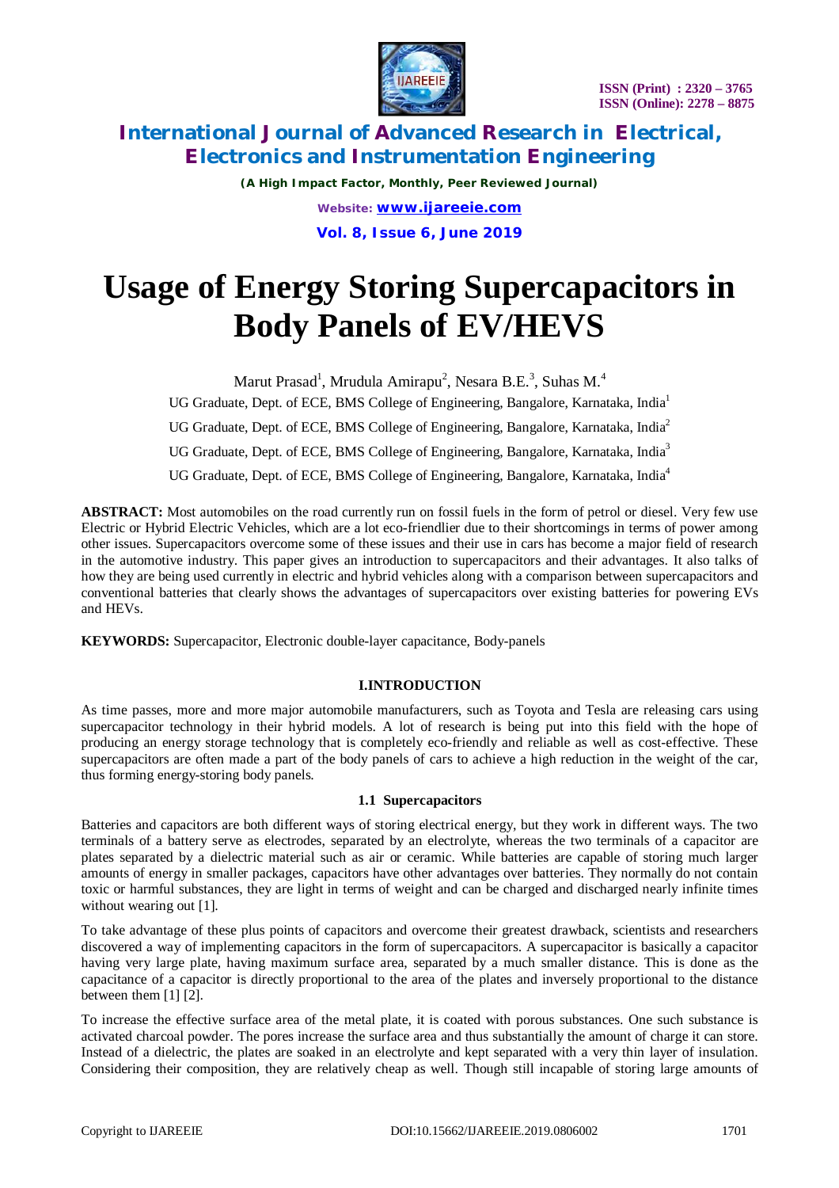# Usage of Energy Storing Supercapacitors in Body Panels of EV/HEVS

Marut Prasad[1], Mrudula Amirapu[2], Nesara B.E.[3], Suhas M.[4]

UG Graduate, Dept. of ECE, BMS College of Engineering, Bangalore, Karnataka, India[1]

UG Graduate, Dept. of ECE, BMS College of Engineering, Bangalore, Karnataka, India[2]

UG Graduate, Dept. of ECE, BMS College of Engineering, Bangalore, Karnataka, India[3]

UG Graduate, Dept. of ECE, BMS College of Engineering, Bangalore, Karnataka, India[4]

**ABSTRACT:** Most automobiles on the road currently run on fossil fuels in the form of petrol or diesel. Very few use Electric or Hybrid Electric Vehicles, which are a lot eco-friendlier due to their shortcomings in terms of power among other issues. Supercapacitors overcome some of these issues and their use in cars has become a major field of research in the automotive industry. This paper gives an introduction to supercapacitors and their advantages. It also talks of how they are being used currently in electric and hybrid vehicles along with a comparison between supercapacitors and conventional batteries that clearly shows the advantages of supercapacitors over existing batteries for powering EVs and HEVs.

**KEYWORDS:** Supercapacitor, Electronic double-layer capacitance, Body-panels

## I.INTRODUCTION

As time passes, more and more major automobile manufacturers, such as Toyota and Tesla are releasing cars using supercapacitor technology in their hybrid models. A lot of research is being put into this field with the hope of producing an energy storage technology that is completely eco-friendly and reliable as well as cost-effective. These supercapacitors are often made a part of the body panels of cars to achieve a high reduction in the weight of the car, thus forming energy-storing body panels.

### 1.1 Supercapacitors

Batteries and capacitors are both different ways of storing electrical energy, but they work in different ways. The two terminals of a battery serve as electrodes, separated by an electrolyte, whereas the two terminals of a capacitor are plates separated by a dielectric material such as air or ceramic. While batteries are capable of storing much larger amounts of energy in smaller packages, capacitors have other advantages over batteries. They normally do not contain toxic or harmful substances, they are light in terms of weight and can be charged and discharged nearly infinite times without wearing out [1].

To take advantage of these plus points of capacitors and overcome their greatest drawback, scientists and researchers discovered a way of implementing capacitors in the form of supercapacitors. A supercapacitor is basically a capacitor having very large plate, having maximum surface area, separated by a much smaller distance. This is done as the capacitance of a capacitor is directly proportional to the area of the plates and inversely proportional to the distance between them [1] [2].

To increase the effective surface area of the metal plate, it is coated with porous substances. One such substance is activated charcoal powder. The pores increase the surface area and thus substantially the amount of charge it can store. Instead of a dielectric, the plates are soaked in an electrolyte and kept separated with a very thin layer of insulation. Considering their composition, they are relatively cheap as well. Though still incapable of storing large amounts of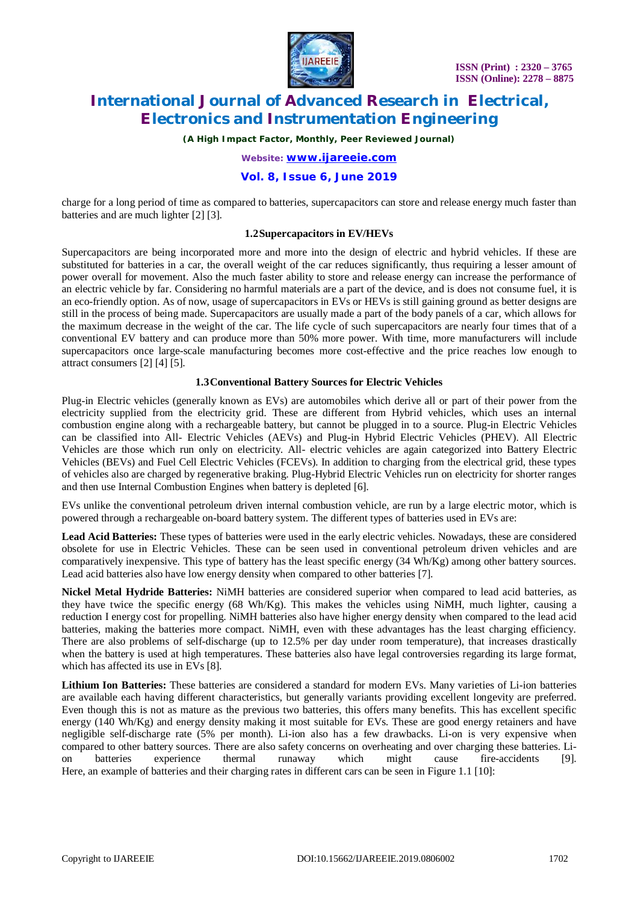charge for a long period of time as compared to batteries, supercapacitors can store and release energy much faster than batteries and are much lighter [2] [3].

### 1.2 Supercapacitors in EV/HEVs

Supercapacitors are being incorporated more and more into the design of electric and hybrid vehicles. If these are substituted for batteries in a car, the overall weight of the car reduces significantly, thus requiring a lesser amount of power overall for movement. Also the much faster ability to store and release energy can increase the performance of an electric vehicle by far. Considering no harmful materials are a part of the device, and is does not consume fuel, it is an eco-friendly option. As of now, usage of supercapacitors in EVs or HEVs is still gaining ground as better designs are still in the process of being made. Supercapacitors are usually made a part of the body panels of a car, which allows for the maximum decrease in the weight of the car. The life cycle of such supercapacitors are nearly four times that of a conventional EV battery and can produce more than 50% more power. With time, more manufacturers will include supercapacitors once large-scale manufacturing becomes more cost-effective and the price reaches low enough to attract consumers [2] [4] [5].

### 1.3 Conventional Battery Sources for Electric Vehicles

Plug-in Electric vehicles (generally known as EVs) are automobiles which derive all or part of their power from the electricity supplied from the electricity grid. These are different from Hybrid vehicles, which uses an internal combustion engine along with a rechargeable battery, but cannot be plugged in to a source. Plug-in Electric Vehicles can be classified into All- Electric Vehicles (AEVs) and Plug-in Hybrid Electric Vehicles (PHEV). All Electric Vehicles are those which run only on electricity. All- electric vehicles are again categorized into Battery Electric Vehicles (BEVs) and Fuel Cell Electric Vehicles (FCEVs). In addition to charging from the electrical grid, these types of vehicles also are charged by regenerative braking. Plug-Hybrid Electric Vehicles run on electricity for shorter ranges and then use Internal Combustion Engines when battery is depleted [6].

EVs unlike the conventional petroleum driven internal combustion vehicle, are run by a large electric motor, which is powered through a rechargeable on-board battery system. The different types of batteries used in EVs are:

**Lead Acid Batteries:** These types of batteries were used in the early electric vehicles. Nowadays, these are considered obsolete for use in Electric Vehicles. These can be seen used in conventional petroleum driven vehicles and are comparatively inexpensive. This type of battery has the least specific energy (34 Wh/Kg) among other battery sources. Lead acid batteries also have low energy density when compared to other batteries [7].

**Nickel Metal Hydride Batteries:** NiMH batteries are considered superior when compared to lead acid batteries, as they have twice the specific energy (68 Wh/Kg). This makes the vehicles using NiMH, much lighter, causing a reduction I energy cost for propelling. NiMH batteries also have higher energy density when compared to the lead acid batteries, making the batteries more compact. NiMH, even with these advantages has the least charging efficiency. There are also problems of self-discharge (up to 12.5% per day under room temperature), that increases drastically when the battery is used at high temperatures. These batteries also have legal controversies regarding its large format, which has affected its use in EVs [8].

**Lithium Ion Batteries:** These batteries are considered a standard for modern EVs. Many varieties of Li-ion batteries are available each having different characteristics, but generally variants providing excellent longevity are preferred. Even though this is not as mature as the previous two batteries, this offers many benefits. This has excellent specific energy (140 Wh/Kg) and energy density making it most suitable for EVs. These are good energy retainers and have negligible self-discharge rate (5% per month). Li-ion also has a few drawbacks. Li-on is very expensive when compared to other battery sources. There are also safety concerns on overheating and over charging these batteries. Li-on batteries experience thermal runaway which might cause fire-accidents [9]. Here, an example of batteries and their charging rates in different cars can be seen in Figure 1.1 [10]: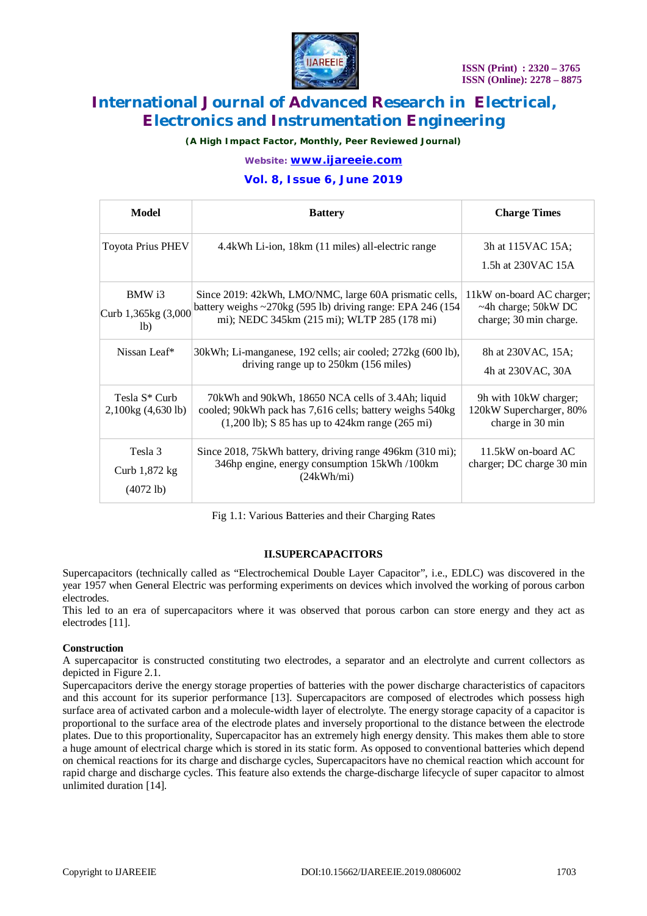| Model | Battery | Charge Times |
|---|---|---|
| Toyota Prius PHEV | 4.4kWh Li-ion, 18km (11 miles) all-electric range | 3h at 115VAC 15A; 1.5h at 230VAC 15A |
| BMW i3 Curb 1,365kg (3,000 lb) | Since 2019: 42kWh, LMO/NMC, large 60A prismatic cells, battery weighs ~270kg (595 lb) driving range: EPA 246 (154 mi); NEDC 345km (215 mi); WLTP 285 (178 mi) | 11kW on-board AC charger; ~4h charge; 50kW DC charge; 30 min charge. |
| Nissan Leaf* | 30kWh; Li-manganese, 192 cells; air cooled; 272kg (600 lb), driving range up to 250km (156 miles) | 8h at 230VAC, 15A; 4h at 230VAC, 30A |
| Tesla S* Curb 2,100kg (4,630 lb) | 70kWh and 90kWh, 18650 NCA cells of 3.4Ah; liquid cooled; 90kWh pack has 7,616 cells; battery weighs 540kg (1,200 lb); S 85 has up to 424km range (265 mi) | 9h with 10kW charger; 120kW Supercharger, 80% charge in 30 min |
| Tesla 3 Curb 1,872 kg (4072 lb) | Since 2018, 75kWh battery, driving range 496km (310 mi); 346hp engine, energy consumption 15kWh /100km (24kWh/mi) | 11.5kW on-board AC charger; DC charge 30 min |

Fig 1.1: Various Batteries and their Charging Rates

## II.SUPERCAPACITORS

Supercapacitors (technically called as "Electrochemical Double Layer Capacitor", i.e., EDLC) was discovered in the year 1957 when General Electric was performing experiments on devices which involved the working of porous carbon electrodes.

This led to an era of supercapacitors where it was observed that porous carbon can store energy and they act as electrodes [11].

### Construction

A supercapacitor is constructed constituting two electrodes, a separator and an electrolyte and current collectors as depicted in Figure 2.1.

Supercapacitors derive the energy storage properties of batteries with the power discharge characteristics of capacitors and this account for its superior performance [13]. Supercapacitors are composed of electrodes which possess high surface area of activated carbon and a molecule-width layer of electrolyte. The energy storage capacity of a capacitor is proportional to the surface area of the electrode plates and inversely proportional to the distance between the electrode plates. Due to this proportionality, Supercapacitor has an extremely high energy density. This makes them able to store a huge amount of electrical charge which is stored in its static form. As opposed to conventional batteries which depend on chemical reactions for its charge and discharge cycles, Supercapacitors have no chemical reaction which account for rapid charge and discharge cycles. This feature also extends the charge-discharge lifecycle of super capacitor to almost unlimited duration [14].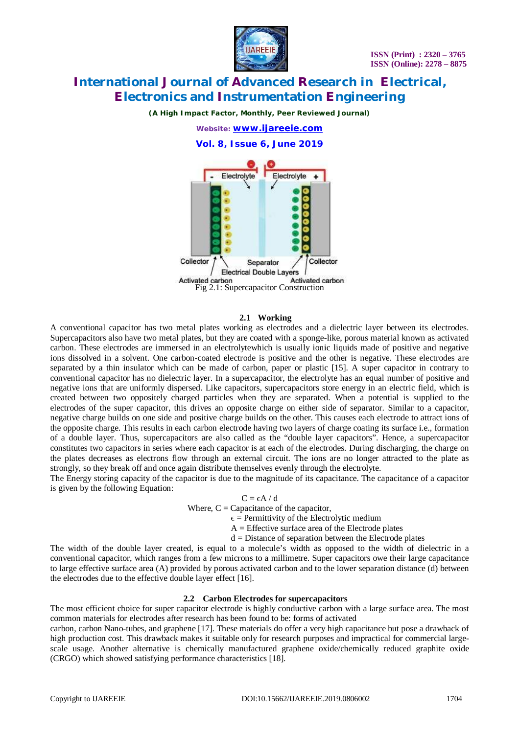Fig 2.1: Supercapacitor Construction

### 2.1 Working

A conventional capacitor has two metal plates working as electrodes and a dielectric layer between its electrodes. Supercapacitors also have two metal plates, but they are coated with a sponge-like, porous material known as activated carbon. These electrodes are immersed in an electrolytewhich is usually ionic liquids made of positive and negative ions dissolved in a solvent. One carbon-coated electrode is positive and the other is negative. These electrodes are separated by a thin insulator which can be made of carbon, paper or plastic [15]. A super capacitor in contrary to conventional capacitor has no dielectric layer. In a supercapacitor, the electrolyte has an equal number of positive and negative ions that are uniformly dispersed. Like capacitors, supercapacitors store energy in an electric field, which is created between two oppositely charged particles when they are separated. When a potential is supplied to the electrodes of the super capacitor, this drives an opposite charge on either side of separator. Similar to a capacitor, negative charge builds on one side and positive charge builds on the other. This causes each electrode to attract ions of the opposite charge. This results in each carbon electrode having two layers of charge coating its surface i.e., formation of a double layer. Thus, supercapacitors are also called as the "double layer capacitors". Hence, a supercapacitor constitutes two capacitors in series where each capacitor is at each of the electrodes. During discharging, the charge on the plates decreases as electrons flow through an external circuit. The ions are no longer attracted to the plate as strongly, so they break off and once again distribute themselves evenly through the electrolyte.

The Energy storing capacity of the capacitor is due to the magnitude of its capacitance. The capacitance of a capacitor is given by the following Equation:

$$C = \epsilon A / d$$

Where, $C$ = Capacitance of the capacitor,

$\epsilon$ = Permittivity of the Electrolytic medium

$A$ = Effective surface area of the Electrode plates

$d$ = Distance of separation between the Electrode plates

The width of the double layer created, is equal to a molecule's width as opposed to the width of dielectric in a conventional capacitor, which ranges from a few microns to a millimetre. Super capacitors owe their large capacitance to large effective surface area (A) provided by porous activated carbon and to the lower separation distance (d) between the electrodes due to the effective double layer effect [16].

### 2.2 Carbon Electrodes for supercapacitors

The most efficient choice for super capacitor electrode is highly conductive carbon with a large surface area. The most common materials for electrodes after research has been found to be: forms of activated carbon, carbon Nano-tubes, and graphene [17]. These materials do offer a very high capacitance but pose a drawback of high production cost. This drawback makes it suitable only for research purposes and impractical for commercial large-scale usage. Another alternative is chemically manufactured graphene oxide/chemically reduced graphite oxide (CRGO) which showed satisfying performance characteristics [18].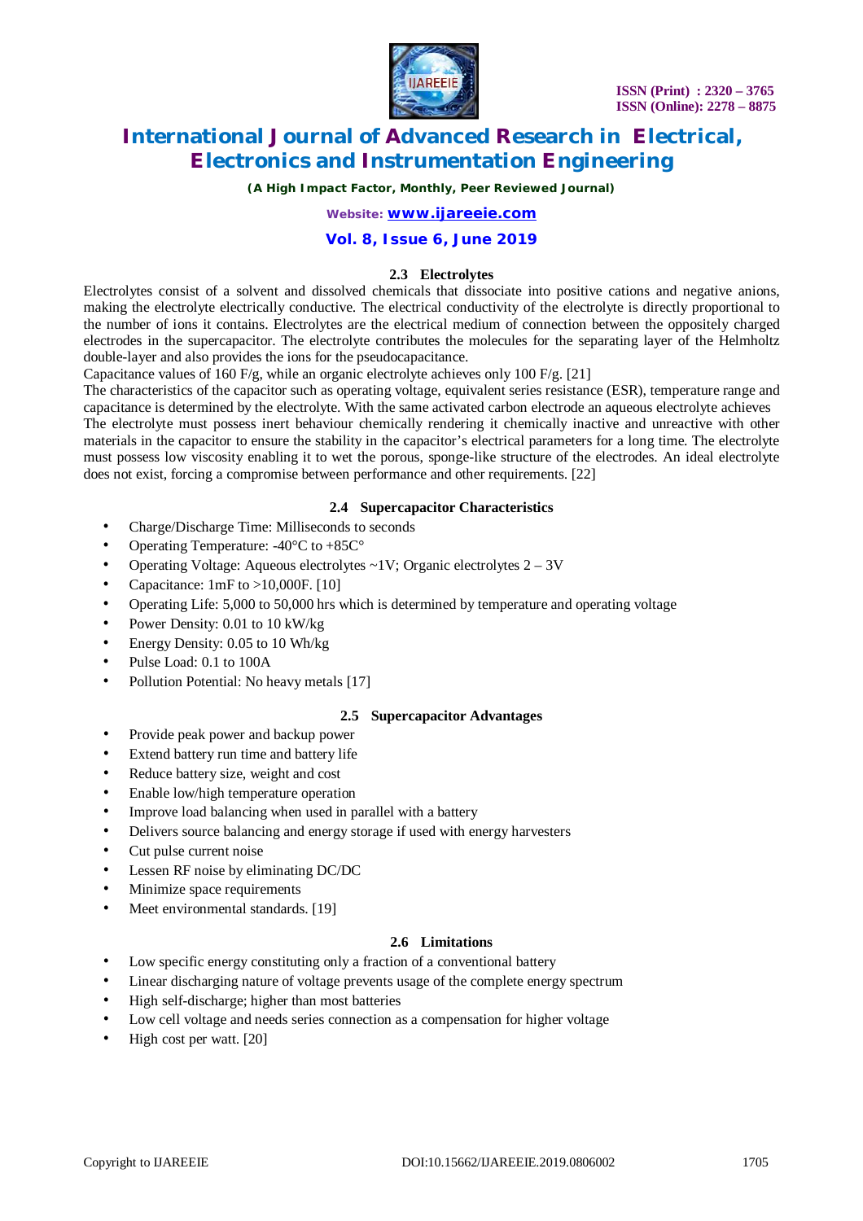### 2.3 Electrolytes

Electrolytes consist of a solvent and dissolved chemicals that dissociate into positive cations and negative anions, making the electrolyte electrically conductive. The electrical conductivity of the electrolyte is directly proportional to the number of ions it contains. Electrolytes are the electrical medium of connection between the oppositely charged electrodes in the supercapacitor. The electrolyte contributes the molecules for the separating layer of the Helmholtz double-layer and also provides the ions for the pseudocapacitance.

Capacitance values of 160 F/g, while an organic electrolyte achieves only 100 F/g. [21]

The characteristics of the capacitor such as operating voltage, equivalent series resistance (ESR), temperature range and capacitance is determined by the electrolyte. With the same activated carbon electrode an aqueous electrolyte achieves

The electrolyte must possess inert behaviour chemically rendering it chemically inactive and unreactive with other materials in the capacitor to ensure the stability in the capacitor's electrical parameters for a long time. The electrolyte must possess low viscosity enabling it to wet the porous, sponge-like structure of the electrodes. An ideal electrolyte does not exist, forcing a compromise between performance and other requirements. [22]

### 2.4 Supercapacitor Characteristics

- Charge/Discharge Time: Milliseconds to seconds
- Operating Temperature: -40°C to +85C°
- Operating Voltage: Aqueous electrolytes ~1V; Organic electrolytes 2 – 3V
- Capacitance: 1mF to >10,000F. [10]
- Operating Life: 5,000 to 50,000 hrs which is determined by temperature and operating voltage
- Power Density: 0.01 to 10 kW/kg
- Energy Density: 0.05 to 10 Wh/kg
- Pulse Load: 0.1 to 100A
- Pollution Potential: No heavy metals [17]

### 2.5 Supercapacitor Advantages

- Provide peak power and backup power
- Extend battery run time and battery life
- Reduce battery size, weight and cost
- Enable low/high temperature operation
- Improve load balancing when used in parallel with a battery
- Delivers source balancing and energy storage if used with energy harvesters
- Cut pulse current noise
- Lessen RF noise by eliminating DC/DC
- Minimize space requirements
- Meet environmental standards. [19]

### 2.6 Limitations

- Low specific energy constituting only a fraction of a conventional battery
- Linear discharging nature of voltage prevents usage of the complete energy spectrum
- High self-discharge; higher than most batteries
- Low cell voltage and needs series connection as a compensation for higher voltage
- High cost per watt. [20]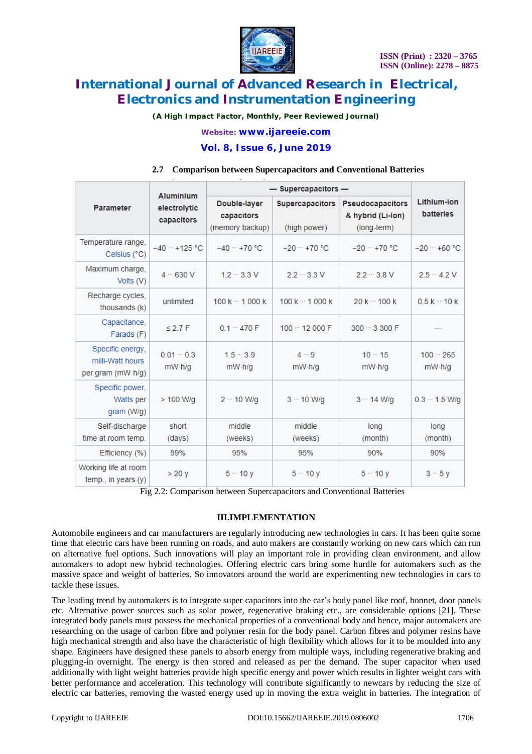### 2.7 Comparison between Supercapacitors and Conventional Batteries

| Parameter | Aluminium electrolytic capacitors | — Supercapacitors — | | | Lithium-ion batteries |
|---|---|---|---|---|---|
| | | Double-layer capacitors (memory backup) | Supercapacitors (high power) | Pseudocapacitors & hybrid (Li-Ion) (long-term) | |
| Temperature range, Celsius (°C) | −40 ··· +125 °C | −40 ··· +70 °C | −20 ··· +70 °C | −20 ··· +70 °C | −20 ··· +60 °C |
| Maximum charge, Volts (V) | 4 ··· 630 V | 1.2 ··· 3.3 V | 2.2 ··· 3.3 V | 2.2 ··· 3.8 V | 2.5 ··· 4.2 V |
| Recharge cycles, thousands (k) | unlimited | 100 k ··· 1 000 k | 100 k ··· 1 000 k | 20 k ··· 100 k | 0.5 k ··· 10 k |
| Capacitance, Farads (F) | ≤ 2.7 F | 0.1 ··· 470 F | 100 ··· 12 000 F | 300 ··· 3 300 F | — |
| Specific energy, milli-Watt hours per gram (mW·h/g) | 0.01 ··· 0.3 mW·h/g | 1.5 ··· 3.9 mW·h/g | 4 ··· 9 mW·h/g | 10 ··· 15 mW·h/g | 100 ··· 265 mW·h/g |
| Specific power, Watts per gram (W/g) | > 100 W/g | 2 ··· 10 W/g | 3 ··· 10 W/g | 3 ··· 14 W/g | 0.3 ··· 1.5 W/g |
| Self-discharge time at room temp. | short (days) | middle (weeks) | middle (weeks) | long (month) | long (month) |
| Efficiency (%) | 99% | 95% | 95% | 90% | 90% |
| Working life at room temp., in years (y) | > 20 y | 5 ··· 10 y | 5 ··· 10 y | 5 ··· 10 y | 3 ··· 5 y |

Fig 2.2: Comparison between Supercapacitors and Conventional Batteries

## III.IMPLEMENTATION

Automobile engineers and car manufacturers are regularly introducing new technologies in cars. It has been quite some time that electric cars have been running on roads, and auto makers are constantly working on new cars which can run on alternative fuel options. Such innovations will play an important role in providing clean environment, and allow automakers to adopt new hybrid technologies. Offering electric cars bring some hurdle for automakers such as the massive space and weight of batteries. So innovators around the world are experimenting new technologies in cars to tackle these issues.

The leading trend by automakers is to integrate super capacitors into the car's body panel like roof, bonnet, door panels etc. Alternative power sources such as solar power, regenerative braking etc., are considerable options [21]. These integrated body panels must possess the mechanical properties of a conventional body and hence, major automakers are researching on the usage of carbon fibre and polymer resin for the body panel. Carbon fibres and polymer resins have high mechanical strength and also have the characteristic of high flexibility which allows for it to be moulded into any shape. Engineers have designed these panels to absorb energy from multiple ways, including regenerative braking and plugging-in overnight. The energy is then stored and released as per the demand. The super capacitor when used additionally with light weight batteries provide high specific energy and power which results in lighter weight cars with better performance and acceleration. This technology will contribute significantly to newcars by reducing the size of electric car batteries, removing the wasted energy used up in moving the extra weight in batteries. The integration of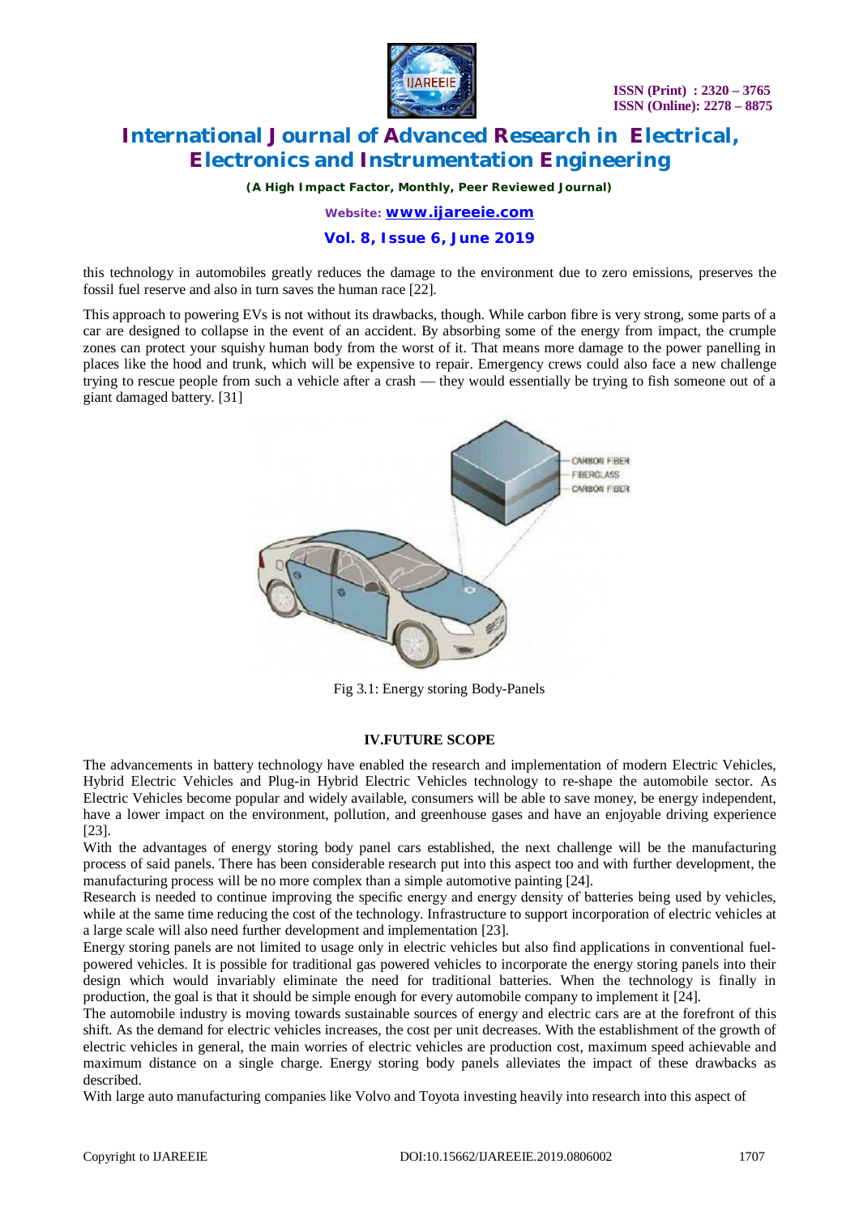this technology in automobiles greatly reduces the damage to the environment due to zero emissions, preserves the fossil fuel reserve and also in turn saves the human race [22].

This approach to powering EVs is not without its drawbacks, though. While carbon fibre is very strong, some parts of a car are designed to collapse in the event of an accident. By absorbing some of the energy from impact, the crumple zones can protect your squishy human body from the worst of it. That means more damage to the power panelling in places like the hood and trunk, which will be expensive to repair. Emergency crews could also face a new challenge trying to rescue people from such a vehicle after a crash — they would essentially be trying to fish someone out of a giant damaged battery. [31]

Fig 3.1: Energy storing Body-Panels

## IV.FUTURE SCOPE

The advancements in battery technology have enabled the research and implementation of modern Electric Vehicles, Hybrid Electric Vehicles and Plug-in Hybrid Electric Vehicles technology to re-shape the automobile sector. As Electric Vehicles become popular and widely available, consumers will be able to save money, be energy independent, have a lower impact on the environment, pollution, and greenhouse gases and have an enjoyable driving experience [23].

With the advantages of energy storing body panel cars established, the next challenge will be the manufacturing process of said panels. There has been considerable research put into this aspect too and with further development, the manufacturing process will be no more complex than a simple automotive painting [24].

Research is needed to continue improving the specific energy and energy density of batteries being used by vehicles, while at the same time reducing the cost of the technology. Infrastructure to support incorporation of electric vehicles at a large scale will also need further development and implementation [23].

Energy storing panels are not limited to usage only in electric vehicles but also find applications in conventional fuel-powered vehicles. It is possible for traditional gas powered vehicles to incorporate the energy storing panels into their design which would invariably eliminate the need for traditional batteries. When the technology is finally in production, the goal is that it should be simple enough for every automobile company to implement it [24].

The automobile industry is moving towards sustainable sources of energy and electric cars are at the forefront of this shift. As the demand for electric vehicles increases, the cost per unit decreases. With the establishment of the growth of electric vehicles in general, the main worries of electric vehicles are production cost, maximum speed achievable and maximum distance on a single charge. Energy storing body panels alleviates the impact of these drawbacks as described.

With large auto manufacturing companies like Volvo and Toyota investing heavily into research into this aspect of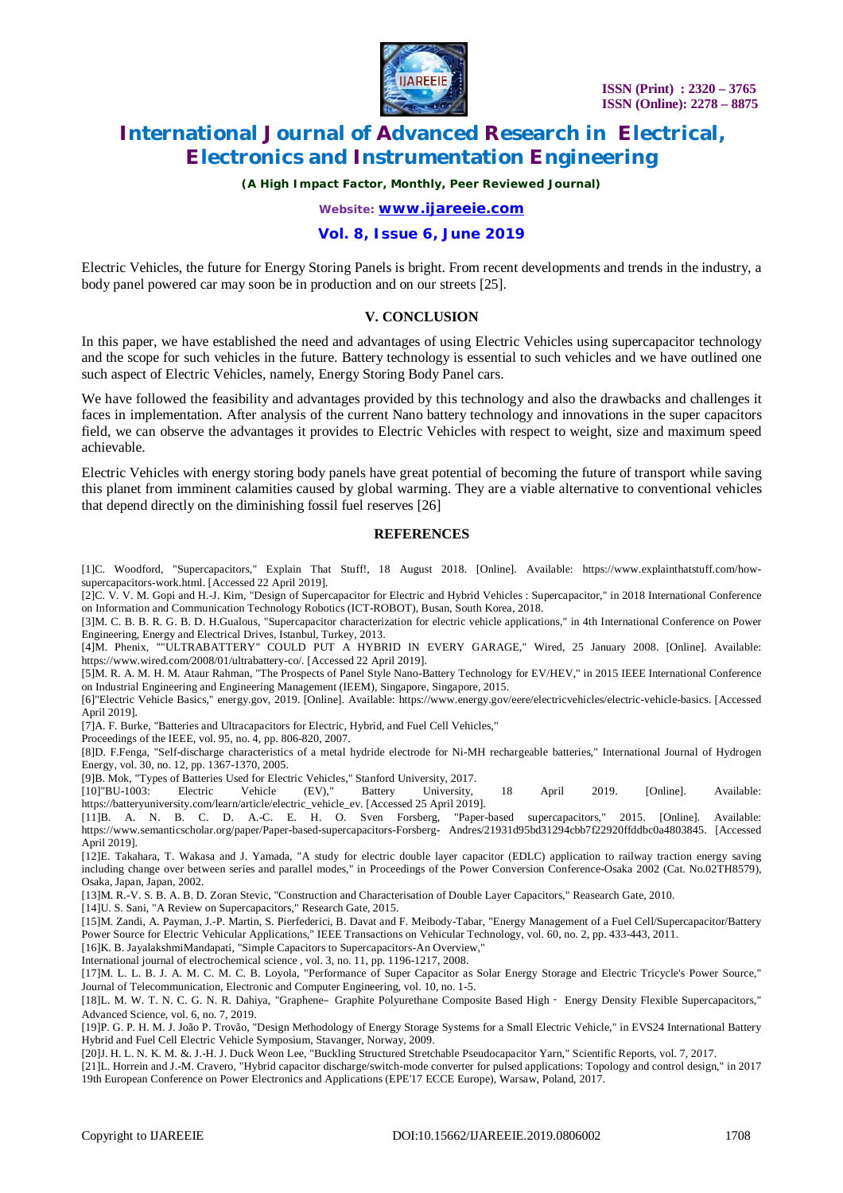Electric Vehicles, the future for Energy Storing Panels is bright. From recent developments and trends in the industry, a body panel powered car may soon be in production and on our streets [25].

## V. CONCLUSION

In this paper, we have established the need and advantages of using Electric Vehicles using supercapacitor technology and the scope for such vehicles in the future. Battery technology is essential to such vehicles and we have outlined one such aspect of Electric Vehicles, namely, Energy Storing Body Panel cars.

We have followed the feasibility and advantages provided by this technology and also the drawbacks and challenges it faces in implementation. After analysis of the current Nano battery technology and innovations in the super capacitors field, we can observe the advantages it provides to Electric Vehicles with respect to weight, size and maximum speed achievable.

Electric Vehicles with energy storing body panels have great potential of becoming the future of transport while saving this planet from imminent calamities caused by global warming. They are a viable alternative to conventional vehicles that depend directly on the diminishing fossil fuel reserves [26]

## REFERENCES

[1]C. Woodford, "Supercapacitors," Explain That Stuff!, 18 August 2018. [Online]. Available: https://www.explainthatstuff.com/how-supercapacitors-work.html. [Accessed 22 April 2019].

[2]C. V. V. M. Gopi and H.-J. Kim, "Design of Supercapacitor for Electric and Hybrid Vehicles : Supercapacitor," in 2018 International Conference on Information and Communication Technology Robotics (ICT-ROBOT), Busan, South Korea, 2018.

[3]M. C. B. B. R. G. B. D. H.Gualous, "Supercapacitor characterization for electric vehicle applications," in 4th International Conference on Power Engineering, Energy and Electrical Drives, Istanbul, Turkey, 2013.

[4]M. Phenix, ""ULTRABATTERY" COULD PUT A HYBRID IN EVERY GARAGE," Wired, 25 January 2008. [Online]. Available: https://www.wired.com/2008/01/ultrabattery-co/. [Accessed 22 April 2019].

[5]M. R. A. M. H. M. Ataur Rahman, "The Prospects of Panel Style Nano-Battery Technology for EV/HEV," in 2015 IEEE International Conference on Industrial Engineering and Engineering Management (IEEM), Singapore, Singapore, 2015.

[6]"Electric Vehicle Basics," energy.gov, 2019. [Online]. Available: https://www.energy.gov/eere/electricvehicles/electric-vehicle-basics. [Accessed April 2019].

[7]A. F. Burke, "Batteries and Ultracapacitors for Electric, Hybrid, and Fuel Cell Vehicles," Proceedings of the IEEE, vol. 95, no. 4, pp. 806-820, 2007.

[8]D. F.Fenga, "Self-discharge characteristics of a metal hydride electrode for Ni-MH rechargeable batteries," International Journal of Hydrogen Energy, vol. 30, no. 12, pp. 1367-1370, 2005.

[9]B. Mok, "Types of Batteries Used for Electric Vehicles," Stanford University, 2017.

[10]"BU-1003: Electric Vehicle (EV)," Battery University, 18 April 2019. [Online]. Available: https://batteryuniversity.com/learn/article/electric_vehicle_ev. [Accessed 25 April 2019].

[11]B. A. N. B. C. D. A.-C. E. H. O. Sven Forsberg, "Paper-based supercapacitors," 2015. [Online]. Available: https://www.semanticscholar.org/paper/Paper-based-supercapacitors-Forsberg- Andres/21931d95bd31294cbb7f22920ffddbc0a4803845. [Accessed April 2019].

[12]E. Takahara, T. Wakasa and J. Yamada, "A study for electric double layer capacitor (EDLC) application to railway traction energy saving including change over between series and parallel modes," in Proceedings of the Power Conversion Conference-Osaka 2002 (Cat. No.02TH8579), Osaka, Japan, Japan, 2002.

[13]M. R.-V. S. B. A. B. D. Zoran Stevic, "Construction and Characterisation of Double Layer Capacitors," Reasearch Gate, 2010.

[14]U. S. Sani, "A Review on Supercapacitors," Research Gate, 2015.

[15]M. Zandi, A. Payman, J.-P. Martin, S. Pierfederici, B. Davat and F. Meibody-Tabar, "Energy Management of a Fuel Cell/Supercapacitor/Battery Power Source for Electric Vehicular Applications," IEEE Transactions on Vehicular Technology, vol. 60, no. 2, pp. 433-443, 2011.

[16]K. B. JayalakshmiMandapati, "Simple Capacitors to Supercapacitors-An Overview," International journal of electrochemical science , vol. 3, no. 11, pp. 1196-1217, 2008.

[17]M. L. L. B. J. A. M. C. M. C. B. Loyola, "Performance of Super Capacitor as Solar Energy Storage and Electric Tricycle's Power Source," Journal of Telecommunication, Electronic and Computer Engineering, vol. 10, no. 1-5.

[18]L. M. W. T. N. C. G. N. R. Dahiya, "Graphene– Graphite Polyurethane Composite Based High‐Energy Density Flexible Supercapacitors," Advanced Science, vol. 6, no. 7, 2019.

[19]P. G. P. H. M. J. João P. Trovão, "Design Methodology of Energy Storage Systems for a Small Electric Vehicle," in EVS24 International Battery Hybrid and Fuel Cell Electric Vehicle Symposium, Stavanger, Norway, 2009.

[20]J. H. L. N. K. M. &. J.-H. J. Duck Weon Lee, "Buckling Structured Stretchable Pseudocapacitor Yarn," Scientific Reports, vol. 7, 2017.

[21]L. Horrein and J.-M. Cravero, "Hybrid capacitor discharge/switch-mode converter for pulsed applications: Topology and control design," in 2017 19th European Conference on Power Electronics and Applications (EPE'17 ECCE Europe), Warsaw, Poland, 2017.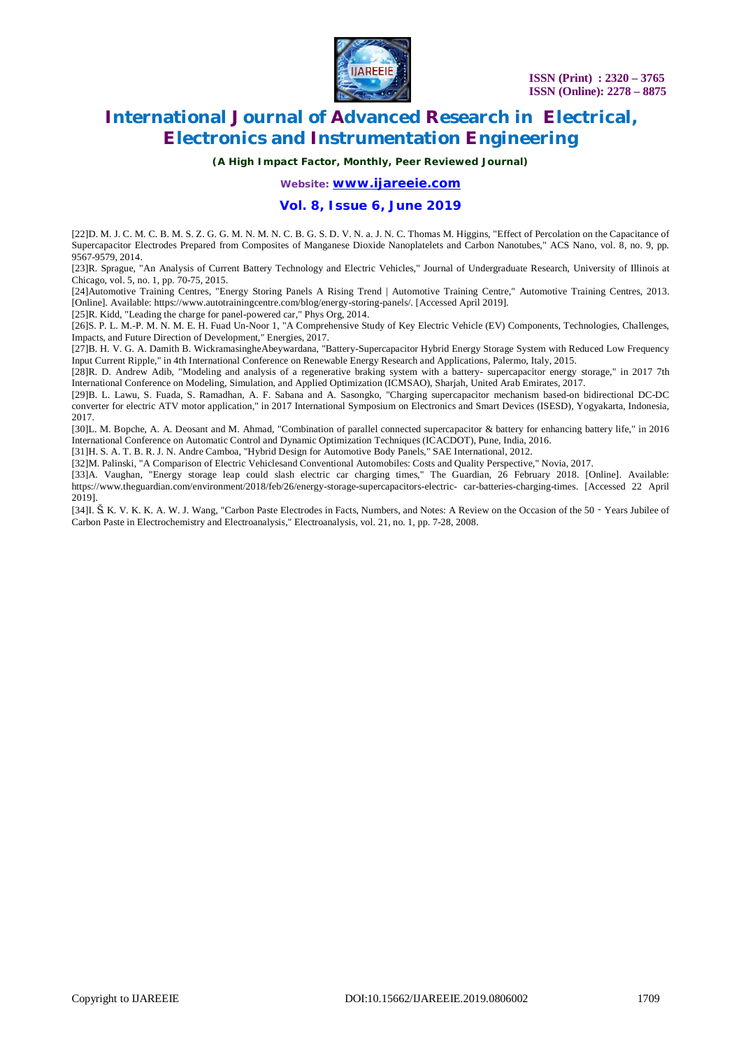[22]D. M. J. C. M. C. B. M. S. Z. G. G. M. N. M. N. C. B. G. S. D. V. N. a. J. N. C. Thomas M. Higgins, "Effect of Percolation on the Capacitance of Supercapacitor Electrodes Prepared from Composites of Manganese Dioxide Nanoplatelets and Carbon Nanotubes," ACS Nano, vol. 8, no. 9, pp. 9567-9579, 2014.

[23]R. Sprague, "An Analysis of Current Battery Technology and Electric Vehicles," Journal of Undergraduate Research, University of Illinois at Chicago, vol. 5, no. 1, pp. 70-75, 2015.

[24]Automotive Training Centres, "Energy Storing Panels A Rising Trend | Automotive Training Centre," Automotive Training Centres, 2013. [Online]. Available: https://www.autotrainingcentre.com/blog/energy-storing-panels/. [Accessed April 2019].

[25]R. Kidd, "Leading the charge for panel-powered car," Phys Org, 2014.

[26]S. P. L. M.-P. M. N. M. E. H. Fuad Un-Noor 1, "A Comprehensive Study of Key Electric Vehicle (EV) Components, Technologies, Challenges, Impacts, and Future Direction of Development," Energies, 2017.

[27]B. H. V. G. A. Damith B. WickramasingheAbeywardana, "Battery-Supercapacitor Hybrid Energy Storage System with Reduced Low Frequency Input Current Ripple," in 4th International Conference on Renewable Energy Research and Applications, Palermo, Italy, 2015.

[28]R. D. Andrew Adib, "Modeling and analysis of a regenerative braking system with a battery- supercapacitor energy storage," in 2017 7th International Conference on Modeling, Simulation, and Applied Optimization (ICMSAO), Sharjah, United Arab Emirates, 2017.

[29]B. L. Lawu, S. Fuada, S. Ramadhan, A. F. Sabana and A. Sasongko, "Charging supercapacitor mechanism based-on bidirectional DC-DC converter for electric ATV motor application," in 2017 International Symposium on Electronics and Smart Devices (ISESD), Yogyakarta, Indonesia, 2017.

[30]L. M. Bopche, A. A. Deosant and M. Ahmad, "Combination of parallel connected supercapacitor & battery for enhancing battery life," in 2016 International Conference on Automatic Control and Dynamic Optimization Techniques (ICACDOT), Pune, India, 2016.

[31]H. S. A. T. B. R. J. N. Andre Camboa, "Hybrid Design for Automotive Body Panels," SAE International, 2012.

[32]M. Palinski, "A Comparison of Electric Vehiclesand Conventional Automobiles: Costs and Quality Perspective," Novia, 2017.

[33]A. Vaughan, "Energy storage leap could slash electric car charging times," The Guardian, 26 February 2018. [Online]. Available: https://www.theguardian.com/environment/2018/feb/26/energy-storage-supercapacitors-electric- car-batteries-charging-times. [Accessed 22 April 2019].

[34]I. Š K. V. K. K. A. W. J. Wang, "Carbon Paste Electrodes in Facts, Numbers, and Notes: A Review on the Occasion of the 50 - Years Jubilee of Carbon Paste in Electrochemistry and Electroanalysis," Electroanalysis, vol. 21, no. 1, pp. 7-28, 2008.